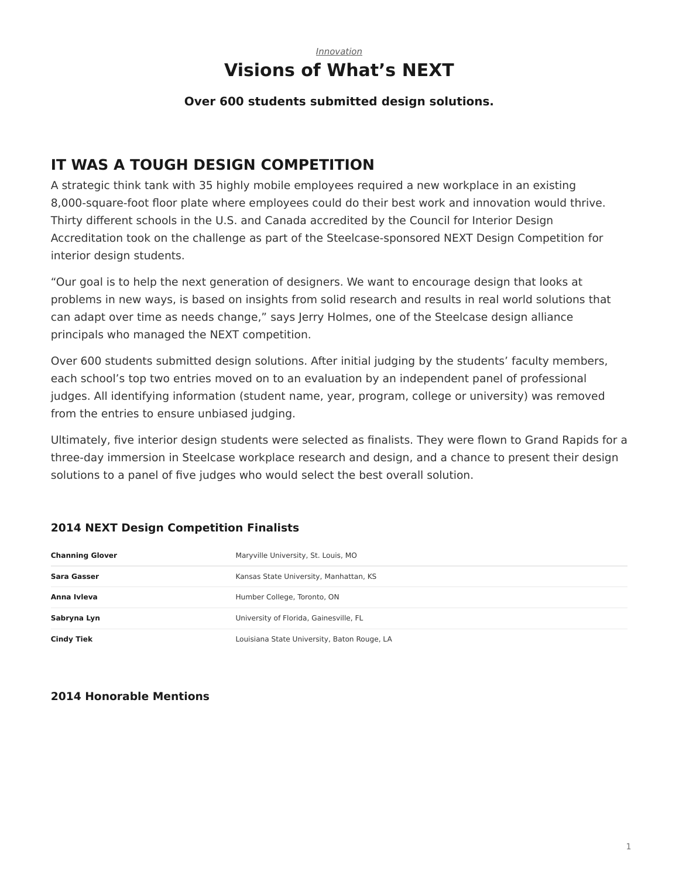*Innovation*

# Visions of What's NEXT

**Over 600 students submitted design solutions.**

## IT WAS A TOUGH DESIGN COMPETITION

A strategic think tank with 35 highly mobile employees required a new workplace in an existing 8,000-square-foot floor plate where employees could do their best work and innovation would thrive. Thirty different schools in the U.S. and Canada accredited by the Council for Interior Design Accreditation took on the challenge as part of the Steelcase-sponsored NEXT Design Competition for interior design students.

"Our goal is to help the next generation of designers. We want to encourage design that looks at problems in new ways, is based on insights from solid research and results in real world solutions that can adapt over time as needs change," says Jerry Holmes, one of the Steelcase design alliance principals who managed the NEXT competition.

Over 600 students submitted design solutions. After initial judging by the students' faculty members, each school's top two entries moved on to an evaluation by an independent panel of professional judges. All identifying information (student name, year, program, college or university) was removed from the entries to ensure unbiased judging.

Ultimately, five interior design students were selected as finalists. They were flown to Grand Rapids for a three-day immersion in Steelcase workplace research and design, and a chance to present their design solutions to a panel of five judges who would select the best overall solution.

### 2014 NEXT Design Competition Finalists

| | |
|---|---|
| **Channing Glover** | Maryville University, St. Louis, MO |
| **Sara Gasser** | Kansas State University, Manhattan, KS |
| **Anna Ivleva** | Humber College, Toronto, ON |
| **Sabryna Lyn** | University of Florida, Gainesville, FL |
| **Cindy Tiek** | Louisiana State University, Baton Rouge, LA |

### 2014 Honorable Mentions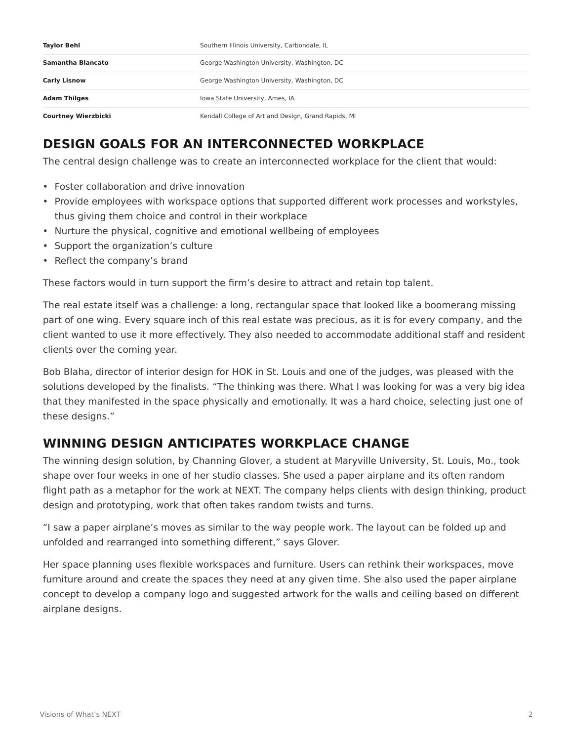| | |
|---|---|
| **Taylor Behl** | Southern Illinois University, Carbondale, IL |
| **Samantha Blancato** | George Washington University, Washington, DC |
| **Carly Lisnow** | George Washington University, Washington, DC |
| **Adam Thilges** | Iowa State University, Ames, IA |
| **Courtney Wierzbicki** | Kendall College of Art and Design, Grand Rapids, MI |

## DESIGN GOALS FOR AN INTERCONNECTED WORKPLACE

The central design challenge was to create an interconnected workplace for the client that would:

- Foster collaboration and drive innovation
- Provide employees with workspace options that supported different work processes and workstyles, thus giving them choice and control in their workplace
- Nurture the physical, cognitive and emotional wellbeing of employees
- Support the organization's culture
- Reflect the company's brand

These factors would in turn support the firm's desire to attract and retain top talent.

The real estate itself was a challenge: a long, rectangular space that looked like a boomerang missing part of one wing. Every square inch of this real estate was precious, as it is for every company, and the client wanted to use it more effectively. They also needed to accommodate additional staff and resident clients over the coming year.

Bob Blaha, director of interior design for HOK in St. Louis and one of the judges, was pleased with the solutions developed by the finalists. "The thinking was there. What I was looking for was a very big idea that they manifested in the space physically and emotionally. It was a hard choice, selecting just one of these designs."

## WINNING DESIGN ANTICIPATES WORKPLACE CHANGE

The winning design solution, by Channing Glover, a student at Maryville University, St. Louis, Mo., took shape over four weeks in one of her studio classes. She used a paper airplane and its often random flight path as a metaphor for the work at NEXT. The company helps clients with design thinking, product design and prototyping, work that often takes random twists and turns.

"I saw a paper airplane's moves as similar to the way people work. The layout can be folded up and unfolded and rearranged into something different," says Glover.

Her space planning uses flexible workspaces and furniture. Users can rethink their workspaces, move furniture around and create the spaces they need at any given time. She also used the paper airplane concept to develop a company logo and suggested artwork for the walls and ceiling based on different airplane designs.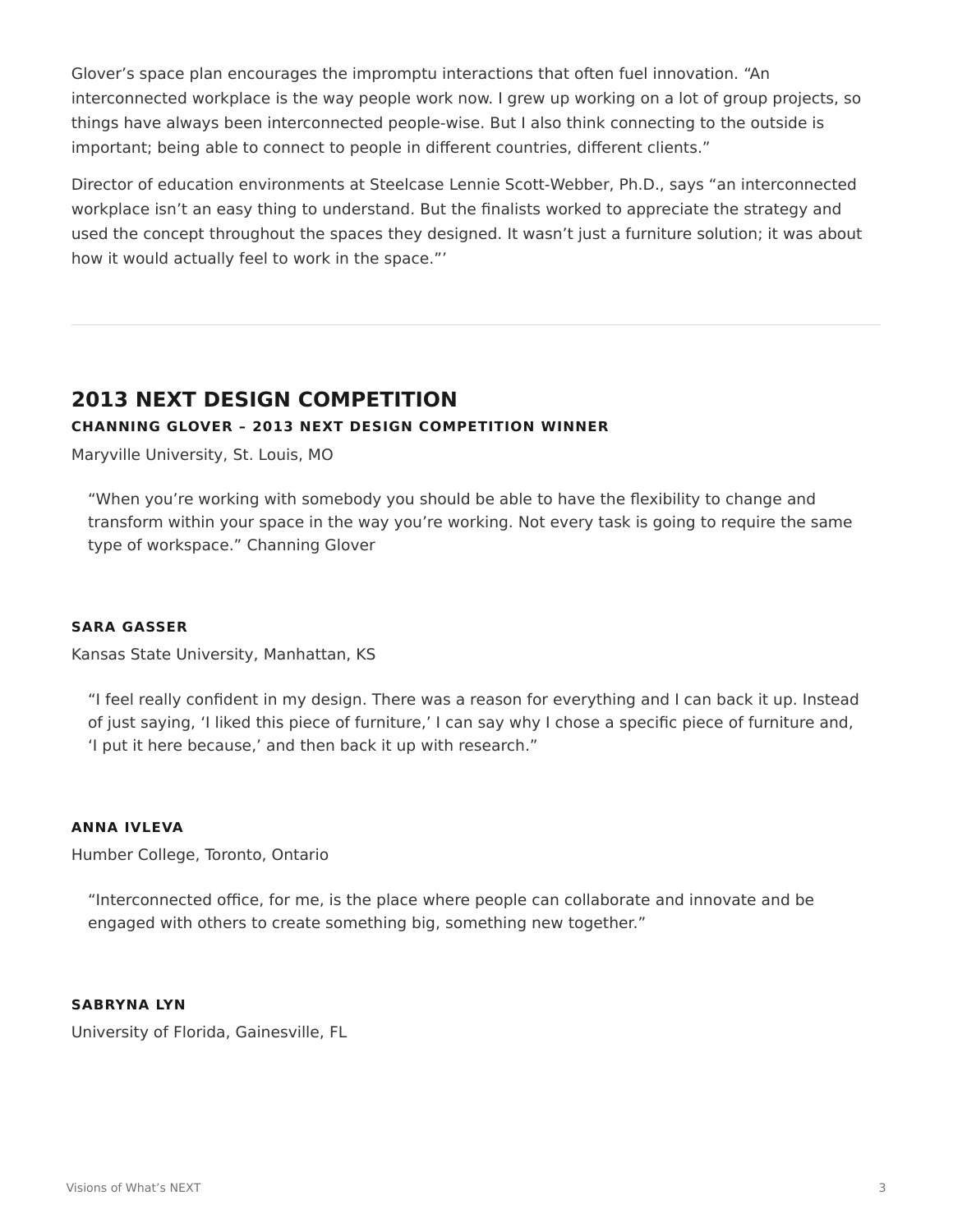Glover's space plan encourages the impromptu interactions that often fuel innovation. "An interconnected workplace is the way people work now. I grew up working on a lot of group projects, so things have always been interconnected people-wise. But I also think connecting to the outside is important; being able to connect to people in different countries, different clients."

Director of education environments at Steelcase Lennie Scott-Webber, Ph.D., says "an interconnected workplace isn't an easy thing to understand. But the finalists worked to appreciate the strategy and used the concept throughout the spaces they designed. It wasn't just a furniture solution; it was about how it would actually feel to work in the space."'

---

## 2013 NEXT DESIGN COMPETITION

#### CHANNING GLOVER – 2013 NEXT DESIGN COMPETITION WINNER

Maryville University, St. Louis, MO

> "When you're working with somebody you should be able to have the flexibility to change and transform within your space in the way you're working. Not every task is going to require the same type of workspace." Channing Glover

#### SARA GASSER

Kansas State University, Manhattan, KS

> "I feel really confident in my design. There was a reason for everything and I can back it up. Instead of just saying, 'I liked this piece of furniture,' I can say why I chose a specific piece of furniture and, 'I put it here because,' and then back it up with research."

#### ANNA IVLEVA

Humber College, Toronto, Ontario

> "Interconnected office, for me, is the place where people can collaborate and innovate and be engaged with others to create something big, something new together."

#### SABRYNA LYN

University of Florida, Gainesville, FL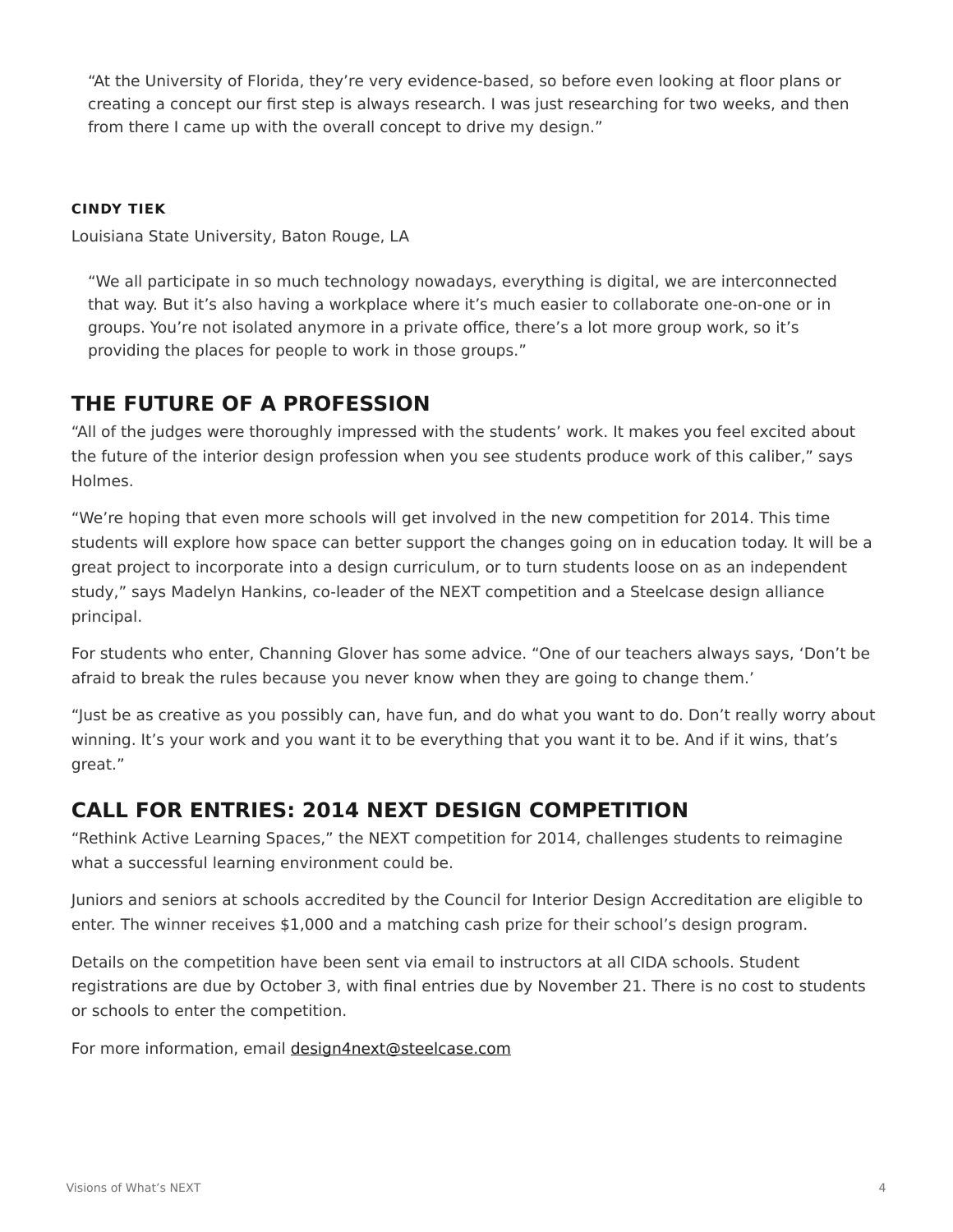> “At the University of Florida, they’re very evidence-based, so before even looking at floor plans or creating a concept our first step is always research. I was just researching for two weeks, and then from there I came up with the overall concept to drive my design.”

#### CINDY TIEK

Louisiana State University, Baton Rouge, LA

> “We all participate in so much technology nowadays, everything is digital, we are interconnected that way. But it’s also having a workplace where it’s much easier to collaborate one-on-one or in groups. You’re not isolated anymore in a private office, there’s a lot more group work, so it’s providing the places for people to work in those groups.”

## THE FUTURE OF A PROFESSION

“All of the judges were thoroughly impressed with the students’ work. It makes you feel excited about the future of the interior design profession when you see students produce work of this caliber,” says Holmes.

“We’re hoping that even more schools will get involved in the new competition for 2014. This time students will explore how space can better support the changes going on in education today. It will be a great project to incorporate into a design curriculum, or to turn students loose on as an independent study,” says Madelyn Hankins, co-leader of the NEXT competition and a Steelcase design alliance principal.

For students who enter, Channing Glover has some advice. “One of our teachers always says, ‘Don’t be afraid to break the rules because you never know when they are going to change them.’

“Just be as creative as you possibly can, have fun, and do what you want to do. Don’t really worry about winning. It’s your work and you want it to be everything that you want it to be. And if it wins, that’s great.”

## CALL FOR ENTRIES: 2014 NEXT DESIGN COMPETITION

“Rethink Active Learning Spaces,” the NEXT competition for 2014, challenges students to reimagine what a successful learning environment could be.

Juniors and seniors at schools accredited by the Council for Interior Design Accreditation are eligible to enter. The winner receives $1,000 and a matching cash prize for their school’s design program.

Details on the competition have been sent via email to instructors at all CIDA schools. Student registrations are due by October 3, with final entries due by November 21. There is no cost to students or schools to enter the competition.

For more information, email design4next@steelcase.com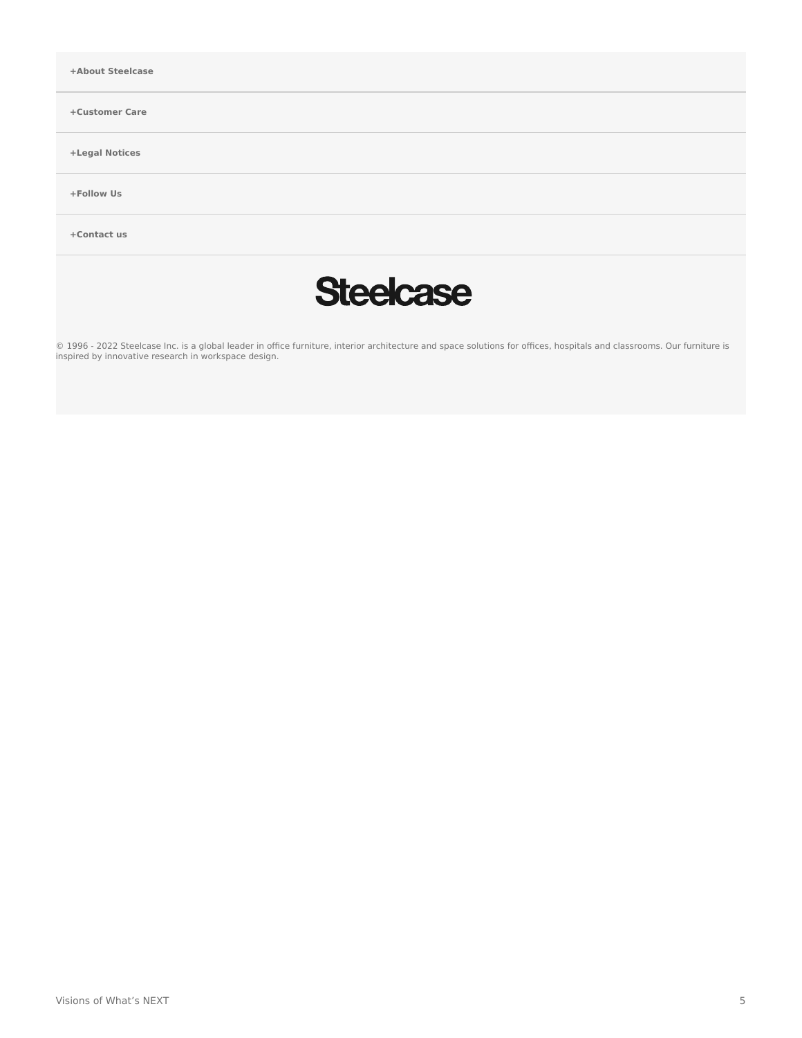**+About Steelcase**

**+Customer Care**

**+Legal Notices**

**+Follow Us**

**+Contact us**

Steelcase

© 1996 - 2022 Steelcase Inc. is a global leader in office furniture, interior architecture and space solutions for offices, hospitals and classrooms. Our furniture is inspired by innovative research in workspace design.